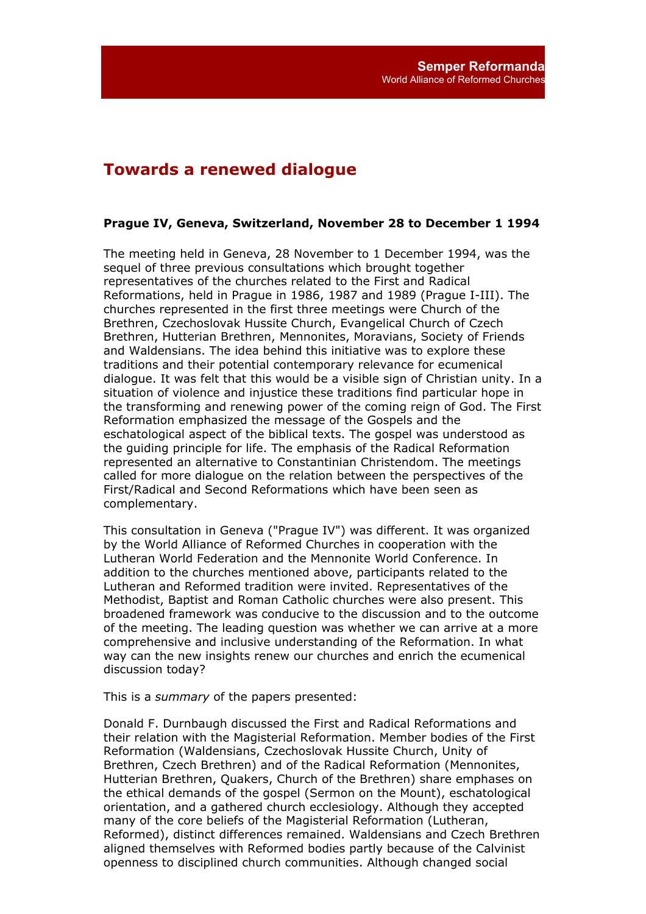# Towards a renewed dialogue

**Prague IV, Geneva, Switzerland, November 28 to December 1 1994**

The meeting held in Geneva, 28 November to 1 December 1994, was the sequel of three previous consultations which brought together representatives of the churches related to the First and Radical Reformations, held in Prague in 1986, 1987 and 1989 (Prague I-III). The churches represented in the first three meetings were Church of the Brethren, Czechoslovak Hussite Church, Evangelical Church of Czech Brethren, Hutterian Brethren, Mennonites, Moravians, Society of Friends and Waldensians. The idea behind this initiative was to explore these traditions and their potential contemporary relevance for ecumenical dialogue. It was felt that this would be a visible sign of Christian unity. In a situation of violence and injustice these traditions find particular hope in the transforming and renewing power of the coming reign of God. The First Reformation emphasized the message of the Gospels and the eschatological aspect of the biblical texts. The gospel was understood as the guiding principle for life. The emphasis of the Radical Reformation represented an alternative to Constantinian Christendom. The meetings called for more dialogue on the relation between the perspectives of the First/Radical and Second Reformations which have been seen as complementary.

This consultation in Geneva ("Prague IV") was different. It was organized by the World Alliance of Reformed Churches in cooperation with the Lutheran World Federation and the Mennonite World Conference. In addition to the churches mentioned above, participants related to the Lutheran and Reformed tradition were invited. Representatives of the Methodist, Baptist and Roman Catholic churches were also present. This broadened framework was conducive to the discussion and to the outcome of the meeting. The leading question was whether we can arrive at a more comprehensive and inclusive understanding of the Reformation. In what way can the new insights renew our churches and enrich the ecumenical discussion today?

This is a *summary* of the papers presented:

Donald F. Durnbaugh discussed the First and Radical Reformations and their relation with the Magisterial Reformation. Member bodies of the First Reformation (Waldensians, Czechoslovak Hussite Church, Unity of Brethren, Czech Brethren) and of the Radical Reformation (Mennonites, Hutterian Brethren, Quakers, Church of the Brethren) share emphases on the ethical demands of the gospel (Sermon on the Mount), eschatological orientation, and a gathered church ecclesiology. Although they accepted many of the core beliefs of the Magisterial Reformation (Lutheran, Reformed), distinct differences remained. Waldensians and Czech Brethren aligned themselves with Reformed bodies partly because of the Calvinist openness to disciplined church communities. Although changed social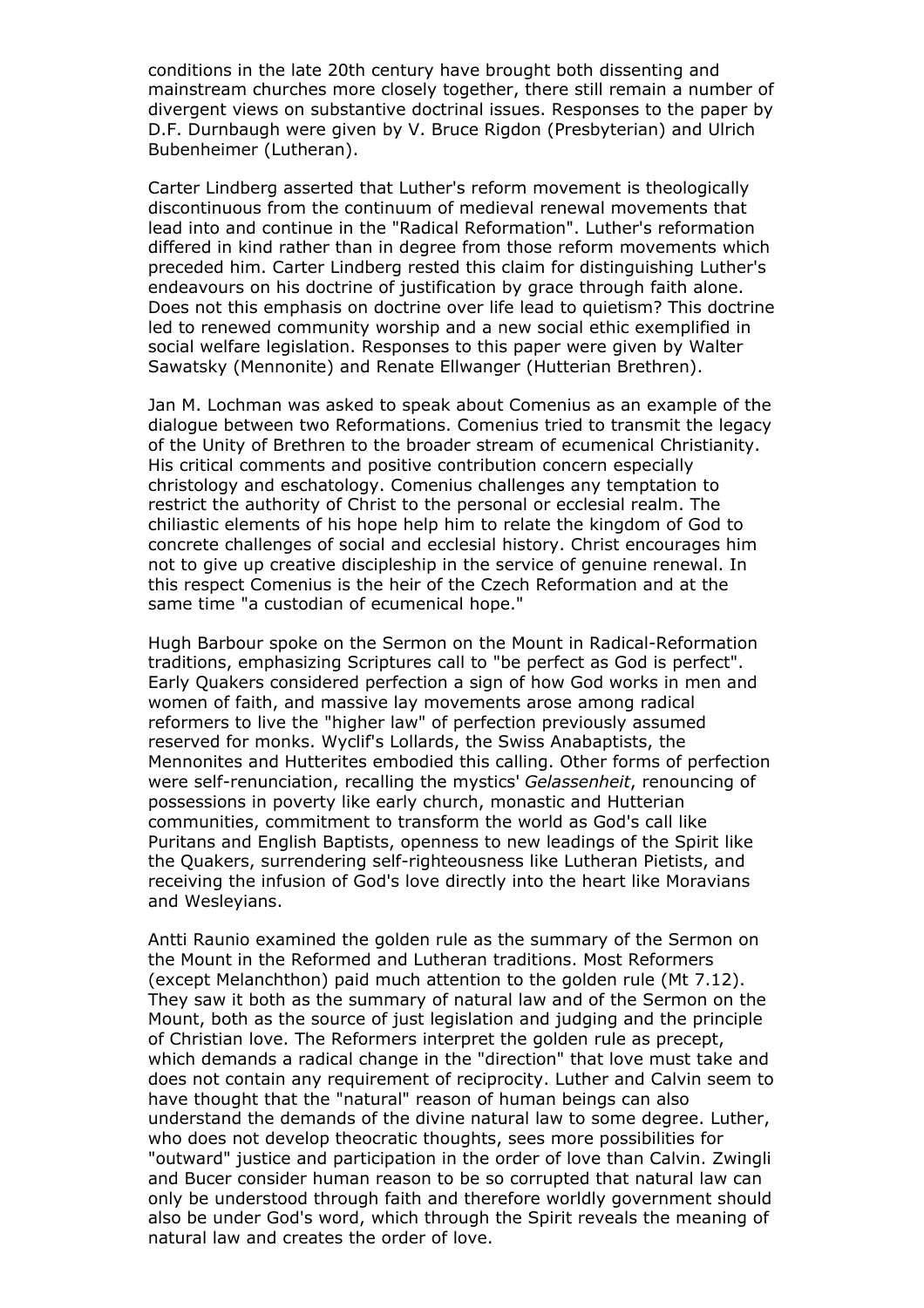conditions in the late 20th century have brought both dissenting and mainstream churches more closely together, there still remain a number of divergent views on substantive doctrinal issues. Responses to the paper by D.F. Durnbaugh were given by V. Bruce Rigdon (Presbyterian) and Ulrich Bubenheimer (Lutheran).

Carter Lindberg asserted that Luther's reform movement is theologically discontinuous from the continuum of medieval renewal movements that lead into and continue in the "Radical Reformation". Luther's reformation differed in kind rather than in degree from those reform movements which preceded him. Carter Lindberg rested this claim for distinguishing Luther's endeavours on his doctrine of justification by grace through faith alone. Does not this emphasis on doctrine over life lead to quietism? This doctrine led to renewed community worship and a new social ethic exemplified in social welfare legislation. Responses to this paper were given by Walter Sawatsky (Mennonite) and Renate Ellwanger (Hutterian Brethren).

Jan M. Lochman was asked to speak about Comenius as an example of the dialogue between two Reformations. Comenius tried to transmit the legacy of the Unity of Brethren to the broader stream of ecumenical Christianity. His critical comments and positive contribution concern especially christology and eschatology. Comenius challenges any temptation to restrict the authority of Christ to the personal or ecclesial realm. The chiliastic elements of his hope help him to relate the kingdom of God to concrete challenges of social and ecclesial history. Christ encourages him not to give up creative discipleship in the service of genuine renewal. In this respect Comenius is the heir of the Czech Reformation and at the same time "a custodian of ecumenical hope."

Hugh Barbour spoke on the Sermon on the Mount in Radical-Reformation traditions, emphasizing Scriptures call to "be perfect as God is perfect". Early Quakers considered perfection a sign of how God works in men and women of faith, and massive lay movements arose among radical reformers to live the "higher law" of perfection previously assumed reserved for monks. Wyclif's Lollards, the Swiss Anabaptists, the Mennonites and Hutterites embodied this calling. Other forms of perfection were self-renunciation, recalling the mystics' *Gelassenheit*, renouncing of possessions in poverty like early church, monastic and Hutterian communities, commitment to transform the world as God's call like Puritans and English Baptists, openness to new leadings of the Spirit like the Quakers, surrendering self-righteousness like Lutheran Pietists, and receiving the infusion of God's love directly into the heart like Moravians and Wesleyians.

Antti Raunio examined the golden rule as the summary of the Sermon on the Mount in the Reformed and Lutheran traditions. Most Reformers (except Melanchthon) paid much attention to the golden rule (Mt 7.12). They saw it both as the summary of natural law and of the Sermon on the Mount, both as the source of just legislation and judging and the principle of Christian love. The Reformers interpret the golden rule as precept, which demands a radical change in the "direction" that love must take and does not contain any requirement of reciprocity. Luther and Calvin seem to have thought that the "natural" reason of human beings can also understand the demands of the divine natural law to some degree. Luther, who does not develop theocratic thoughts, sees more possibilities for "outward" justice and participation in the order of love than Calvin. Zwingli and Bucer consider human reason to be so corrupted that natural law can only be understood through faith and therefore worldly government should also be under God's word, which through the Spirit reveals the meaning of natural law and creates the order of love.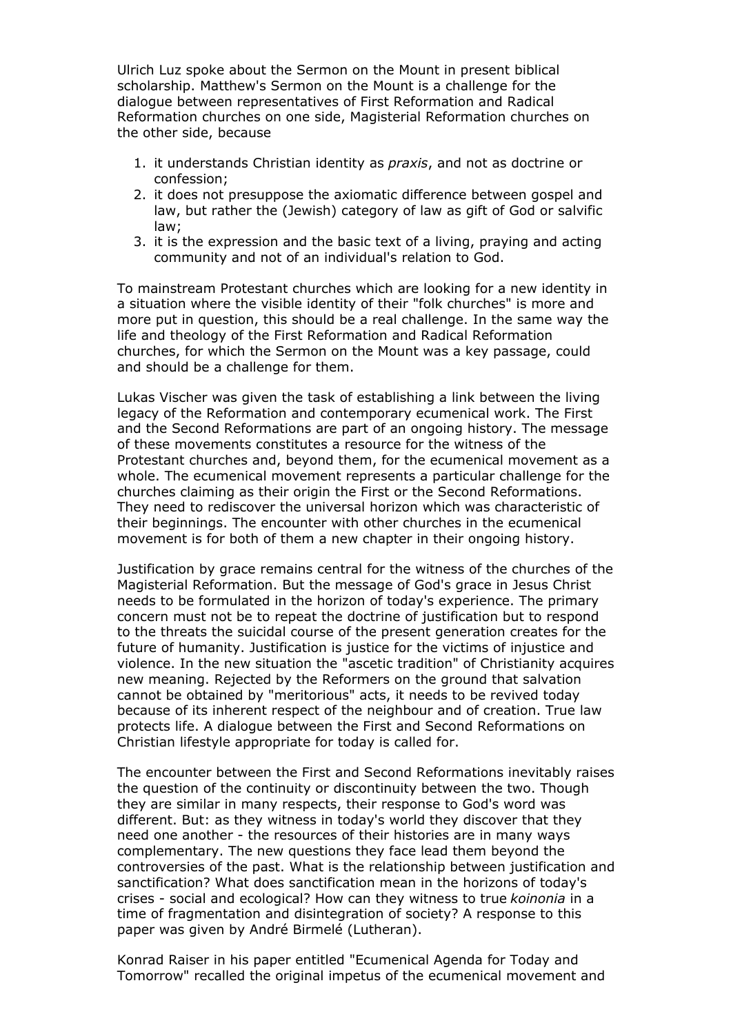Ulrich Luz spoke about the Sermon on the Mount in present biblical scholarship. Matthew's Sermon on the Mount is a challenge for the dialogue between representatives of First Reformation and Radical Reformation churches on one side, Magisterial Reformation churches on the other side, because

1. it understands Christian identity as *praxis*, and not as doctrine or confession;
2. it does not presuppose the axiomatic difference between gospel and law, but rather the (Jewish) category of law as gift of God or salvific law;
3. it is the expression and the basic text of a living, praying and acting community and not of an individual's relation to God.

To mainstream Protestant churches which are looking for a new identity in a situation where the visible identity of their "folk churches" is more and more put in question, this should be a real challenge. In the same way the life and theology of the First Reformation and Radical Reformation churches, for which the Sermon on the Mount was a key passage, could and should be a challenge for them.

Lukas Vischer was given the task of establishing a link between the living legacy of the Reformation and contemporary ecumenical work. The First and the Second Reformations are part of an ongoing history. The message of these movements constitutes a resource for the witness of the Protestant churches and, beyond them, for the ecumenical movement as a whole. The ecumenical movement represents a particular challenge for the churches claiming as their origin the First or the Second Reformations. They need to rediscover the universal horizon which was characteristic of their beginnings. The encounter with other churches in the ecumenical movement is for both of them a new chapter in their ongoing history.

Justification by grace remains central for the witness of the churches of the Magisterial Reformation. But the message of God's grace in Jesus Christ needs to be formulated in the horizon of today's experience. The primary concern must not be to repeat the doctrine of justification but to respond to the threats the suicidal course of the present generation creates for the future of humanity. Justification is justice for the victims of injustice and violence. In the new situation the "ascetic tradition" of Christianity acquires new meaning. Rejected by the Reformers on the ground that salvation cannot be obtained by "meritorious" acts, it needs to be revived today because of its inherent respect of the neighbour and of creation. True law protects life. A dialogue between the First and Second Reformations on Christian lifestyle appropriate for today is called for.

The encounter between the First and Second Reformations inevitably raises the question of the continuity or discontinuity between the two. Though they are similar in many respects, their response to God's word was different. But: as they witness in today's world they discover that they need one another - the resources of their histories are in many ways complementary. The new questions they face lead them beyond the controversies of the past. What is the relationship between justification and sanctification? What does sanctification mean in the horizons of today's crises - social and ecological? How can they witness to true *koinonia* in a time of fragmentation and disintegration of society? A response to this paper was given by André Birmelé (Lutheran).

Konrad Raiser in his paper entitled "Ecumenical Agenda for Today and Tomorrow" recalled the original impetus of the ecumenical movement and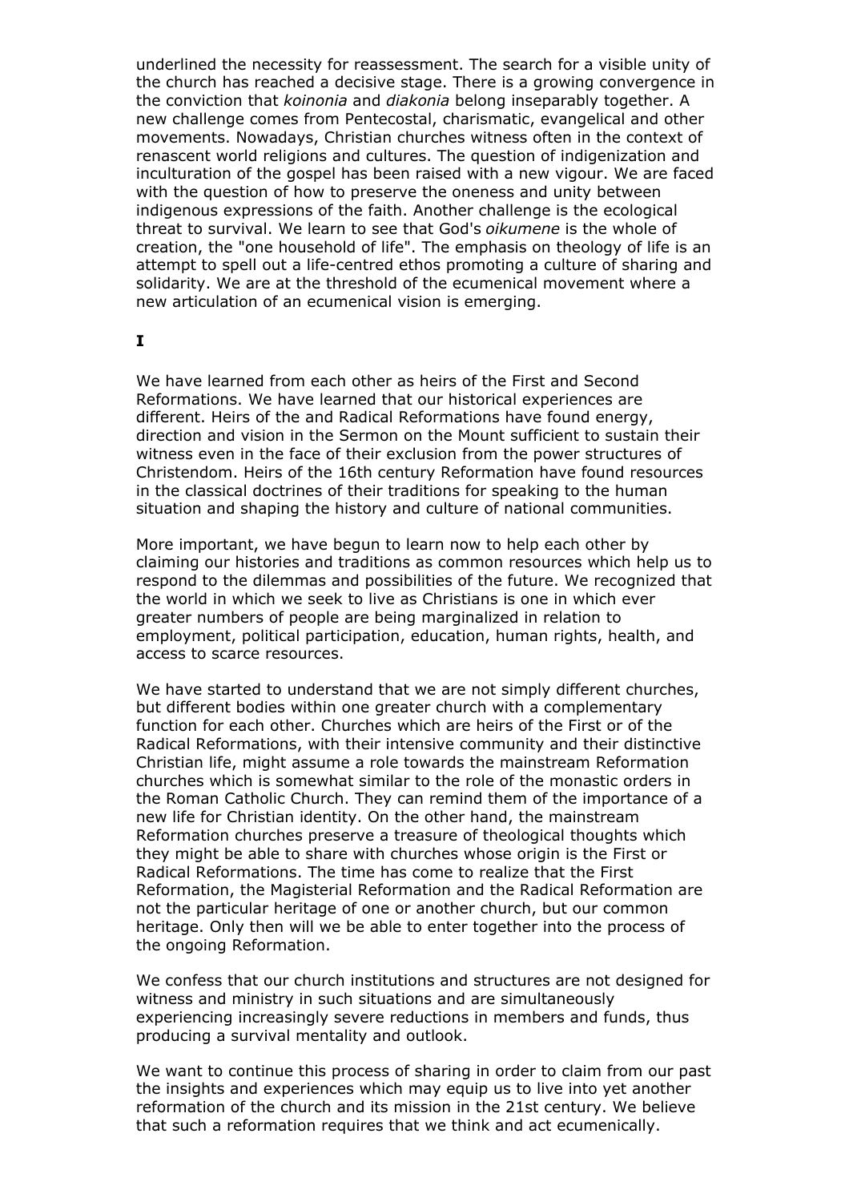underlined the necessity for reassessment. The search for a visible unity of the church has reached a decisive stage. There is a growing convergence in the conviction that *koinonia* and *diakonia* belong inseparably together. A new challenge comes from Pentecostal, charismatic, evangelical and other movements. Nowadays, Christian churches witness often in the context of renascent world religions and cultures. The question of indigenization and inculturation of the gospel has been raised with a new vigour. We are faced with the question of how to preserve the oneness and unity between indigenous expressions of the faith. Another challenge is the ecological threat to survival. We learn to see that God's *oikumene* is the whole of creation, the "one household of life". The emphasis on theology of life is an attempt to spell out a life-centred ethos promoting a culture of sharing and solidarity. We are at the threshold of the ecumenical movement where a new articulation of an ecumenical vision is emerging.

**I**

We have learned from each other as heirs of the First and Second Reformations. We have learned that our historical experiences are different. Heirs of the and Radical Reformations have found energy, direction and vision in the Sermon on the Mount sufficient to sustain their witness even in the face of their exclusion from the power structures of Christendom. Heirs of the 16th century Reformation have found resources in the classical doctrines of their traditions for speaking to the human situation and shaping the history and culture of national communities.

More important, we have begun to learn now to help each other by claiming our histories and traditions as common resources which help us to respond to the dilemmas and possibilities of the future. We recognized that the world in which we seek to live as Christians is one in which ever greater numbers of people are being marginalized in relation to employment, political participation, education, human rights, health, and access to scarce resources.

We have started to understand that we are not simply different churches, but different bodies within one greater church with a complementary function for each other. Churches which are heirs of the First or of the Radical Reformations, with their intensive community and their distinctive Christian life, might assume a role towards the mainstream Reformation churches which is somewhat similar to the role of the monastic orders in the Roman Catholic Church. They can remind them of the importance of a new life for Christian identity. On the other hand, the mainstream Reformation churches preserve a treasure of theological thoughts which they might be able to share with churches whose origin is the First or Radical Reformations. The time has come to realize that the First Reformation, the Magisterial Reformation and the Radical Reformation are not the particular heritage of one or another church, but our common heritage. Only then will we be able to enter together into the process of the ongoing Reformation.

We confess that our church institutions and structures are not designed for witness and ministry in such situations and are simultaneously experiencing increasingly severe reductions in members and funds, thus producing a survival mentality and outlook.

We want to continue this process of sharing in order to claim from our past the insights and experiences which may equip us to live into yet another reformation of the church and its mission in the 21st century. We believe that such a reformation requires that we think and act ecumenically.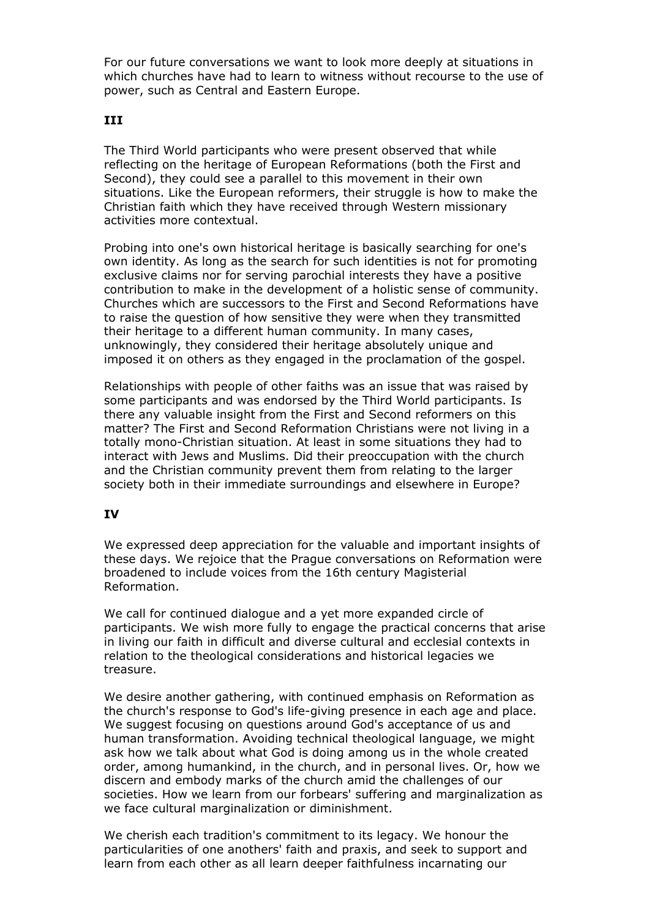For our future conversations we want to look more deeply at situations in which churches have had to learn to witness without recourse to the use of power, such as Central and Eastern Europe.

## III

The Third World participants who were present observed that while reflecting on the heritage of European Reformations (both the First and Second), they could see a parallel to this movement in their own situations. Like the European reformers, their struggle is how to make the Christian faith which they have received through Western missionary activities more contextual.

Probing into one's own historical heritage is basically searching for one's own identity. As long as the search for such identities is not for promoting exclusive claims nor for serving parochial interests they have a positive contribution to make in the development of a holistic sense of community. Churches which are successors to the First and Second Reformations have to raise the question of how sensitive they were when they transmitted their heritage to a different human community. In many cases, unknowingly, they considered their heritage absolutely unique and imposed it on others as they engaged in the proclamation of the gospel.

Relationships with people of other faiths was an issue that was raised by some participants and was endorsed by the Third World participants. Is there any valuable insight from the First and Second reformers on this matter? The First and Second Reformation Christians were not living in a totally mono-Christian situation. At least in some situations they had to interact with Jews and Muslims. Did their preoccupation with the church and the Christian community prevent them from relating to the larger society both in their immediate surroundings and elsewhere in Europe?

## IV

We expressed deep appreciation for the valuable and important insights of these days. We rejoice that the Prague conversations on Reformation were broadened to include voices from the 16th century Magisterial Reformation.

We call for continued dialogue and a yet more expanded circle of participants. We wish more fully to engage the practical concerns that arise in living our faith in difficult and diverse cultural and ecclesial contexts in relation to the theological considerations and historical legacies we treasure.

We desire another gathering, with continued emphasis on Reformation as the church's response to God's life-giving presence in each age and place. We suggest focusing on questions around God's acceptance of us and human transformation. Avoiding technical theological language, we might ask how we talk about what God is doing among us in the whole created order, among humankind, in the church, and in personal lives. Or, how we discern and embody marks of the church amid the challenges of our societies. How we learn from our forbears' suffering and marginalization as we face cultural marginalization or diminishment.

We cherish each tradition's commitment to its legacy. We honour the particularities of one anothers' faith and praxis, and seek to support and learn from each other as all learn deeper faithfulness incarnating our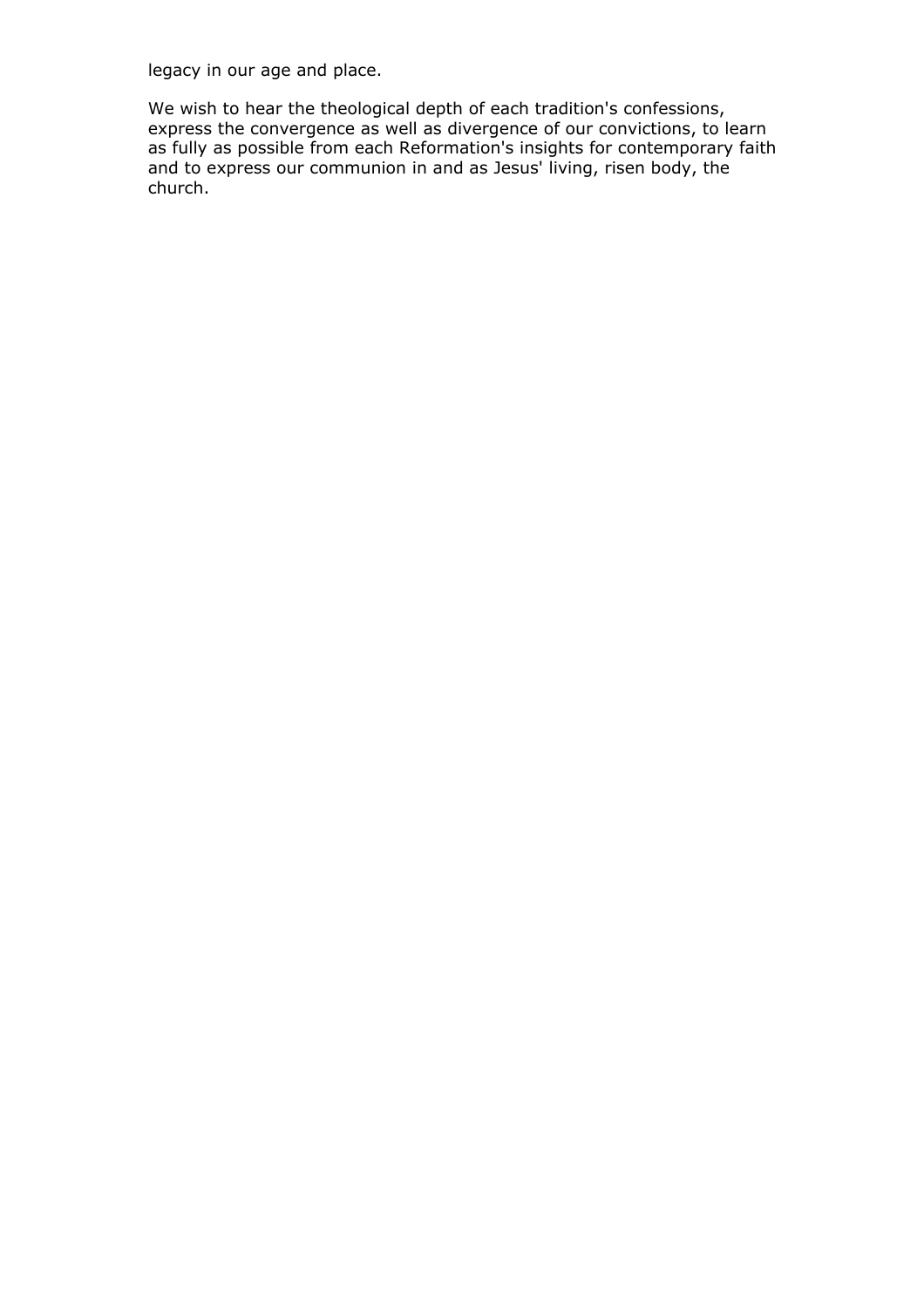legacy in our age and place.

We wish to hear the theological depth of each tradition's confessions, express the convergence as well as divergence of our convictions, to learn as fully as possible from each Reformation's insights for contemporary faith and to express our communion in and as Jesus' living, risen body, the church.